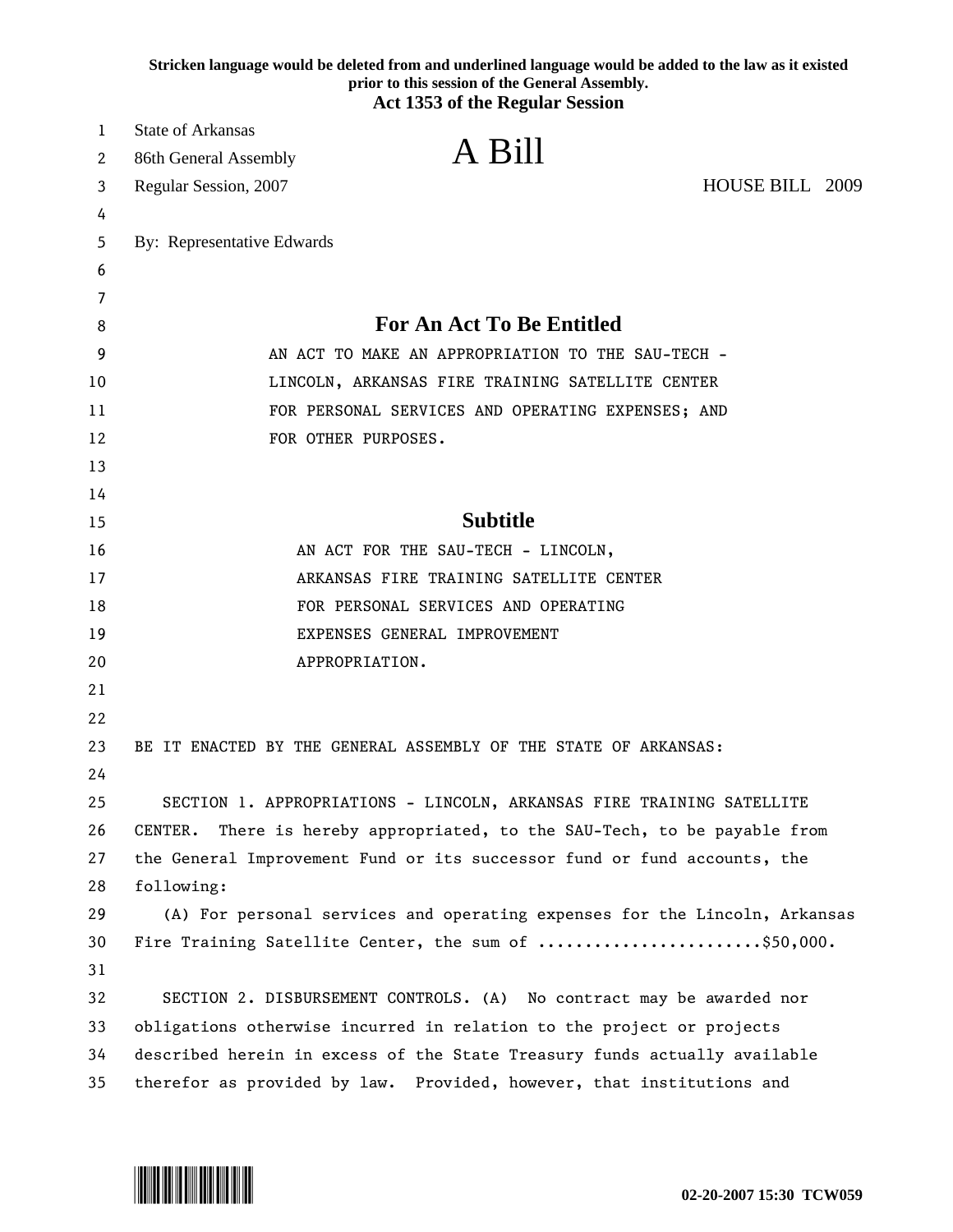**Stricken language would be deleted from and underlined language would be added to the law as it existed prior to this session of the General Assembly.**

**Act 1353 of the Regular Session**

State of Arkansas
86th General Assembly
Regular Session, 2007

# A Bill

HOUSE BILL 2009

By: Representative Edwards

## For An Act To Be Entitled

AN ACT TO MAKE AN APPROPRIATION TO THE SAU-TECH - LINCOLN, ARKANSAS FIRE TRAINING SATELLITE CENTER FOR PERSONAL SERVICES AND OPERATING EXPENSES; AND FOR OTHER PURPOSES.

## Subtitle

AN ACT FOR THE SAU-TECH - LINCOLN, ARKANSAS FIRE TRAINING SATELLITE CENTER FOR PERSONAL SERVICES AND OPERATING EXPENSES GENERAL IMPROVEMENT APPROPRIATION.

BE IT ENACTED BY THE GENERAL ASSEMBLY OF THE STATE OF ARKANSAS:

SECTION 1. APPROPRIATIONS - LINCOLN, ARKANSAS FIRE TRAINING SATELLITE CENTER. There is hereby appropriated, to the SAU-Tech, to be payable from the General Improvement Fund or its successor fund or fund accounts, the following:

(A) For personal services and operating expenses for the Lincoln, Arkansas Fire Training Satellite Center, the sum of ........................$50,000.

SECTION 2. DISBURSEMENT CONTROLS. (A) No contract may be awarded nor obligations otherwise incurred in relation to the project or projects described herein in excess of the State Treasury funds actually available therefor as provided by law. Provided, however, that institutions and

02-20-2007 15:30 TCW059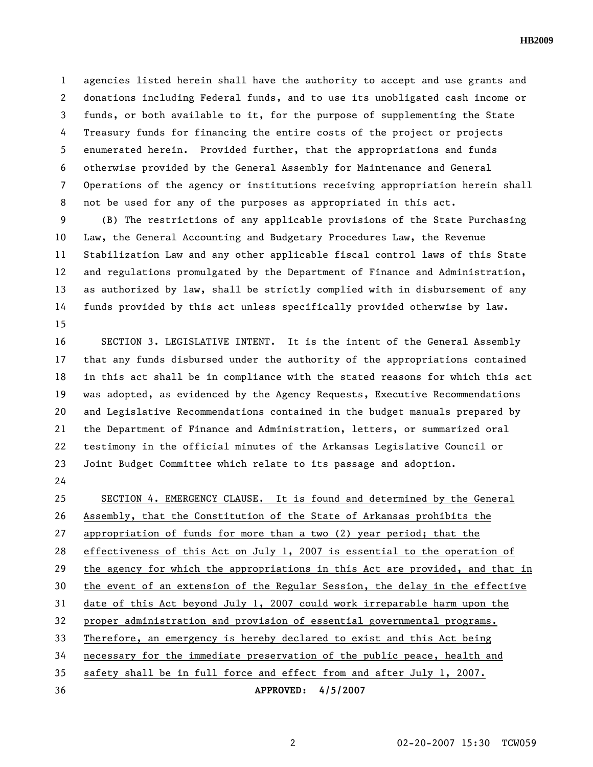agencies listed herein shall have the authority to accept and use grants and donations including Federal funds, and to use its unobligated cash income or funds, or both available to it, for the purpose of supplementing the State Treasury funds for financing the entire costs of the project or projects enumerated herein. Provided further, that the appropriations and funds otherwise provided by the General Assembly for Maintenance and General Operations of the agency or institutions receiving appropriation herein shall not be used for any of the purposes as appropriated in this act.

(B) The restrictions of any applicable provisions of the State Purchasing Law, the General Accounting and Budgetary Procedures Law, the Revenue Stabilization Law and any other applicable fiscal control laws of this State and regulations promulgated by the Department of Finance and Administration, as authorized by law, shall be strictly complied with in disbursement of any funds provided by this act unless specifically provided otherwise by law.

SECTION 3. LEGISLATIVE INTENT. It is the intent of the General Assembly that any funds disbursed under the authority of the appropriations contained in this act shall be in compliance with the stated reasons for which this act was adopted, as evidenced by the Agency Requests, Executive Recommendations and Legislative Recommendations contained in the budget manuals prepared by the Department of Finance and Administration, letters, or summarized oral testimony in the official minutes of the Arkansas Legislative Council or Joint Budget Committee which relate to its passage and adoption.

SECTION 4. EMERGENCY CLAUSE. It is found and determined by the General Assembly, that the Constitution of the State of Arkansas prohibits the appropriation of funds for more than a two (2) year period; that the effectiveness of this Act on July 1, 2007 is essential to the operation of the agency for which the appropriations in this Act are provided, and that in the event of an extension of the Regular Session, the delay in the effective date of this Act beyond July 1, 2007 could work irreparable harm upon the proper administration and provision of essential governmental programs. Therefore, an emergency is hereby declared to exist and this Act being necessary for the immediate preservation of the public peace, health and safety shall be in full force and effect from and after July 1, 2007.

**APPROVED: 4/5/2007**